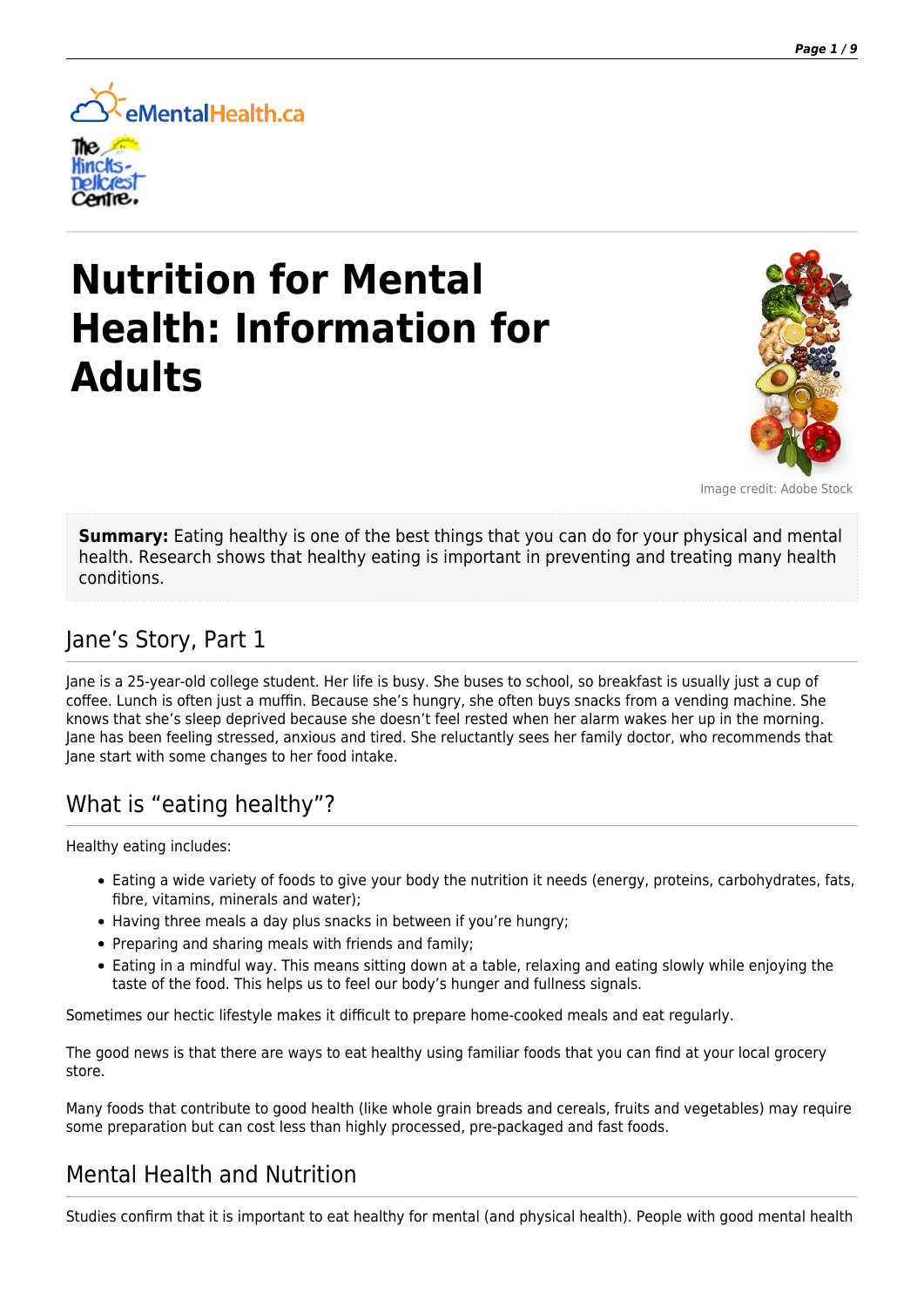# Nutrition for Mental Health: Information for Adults

Image credit: Adobe Stock

**Summary:** Eating healthy is one of the best things that you can do for your physical and mental health. Research shows that healthy eating is important in preventing and treating many health conditions.

## Jane's Story, Part 1

Jane is a 25-year-old college student. Her life is busy. She buses to school, so breakfast is usually just a cup of coffee. Lunch is often just a muffin. Because she's hungry, she often buys snacks from a vending machine. She knows that she's sleep deprived because she doesn't feel rested when her alarm wakes her up in the morning. Jane has been feeling stressed, anxious and tired. She reluctantly sees her family doctor, who recommends that Jane start with some changes to her food intake.

## What is "eating healthy"?

Healthy eating includes:

- Eating a wide variety of foods to give your body the nutrition it needs (energy, proteins, carbohydrates, fats, fibre, vitamins, minerals and water);
- Having three meals a day plus snacks in between if you're hungry;
- Preparing and sharing meals with friends and family;
- Eating in a mindful way. This means sitting down at a table, relaxing and eating slowly while enjoying the taste of the food. This helps us to feel our body's hunger and fullness signals.

Sometimes our hectic lifestyle makes it difficult to prepare home-cooked meals and eat regularly.

The good news is that there are ways to eat healthy using familiar foods that you can find at your local grocery store.

Many foods that contribute to good health (like whole grain breads and cereals, fruits and vegetables) may require some preparation but can cost less than highly processed, pre-packaged and fast foods.

## Mental Health and Nutrition

Studies confirm that it is important to eat healthy for mental (and physical health). People with good mental health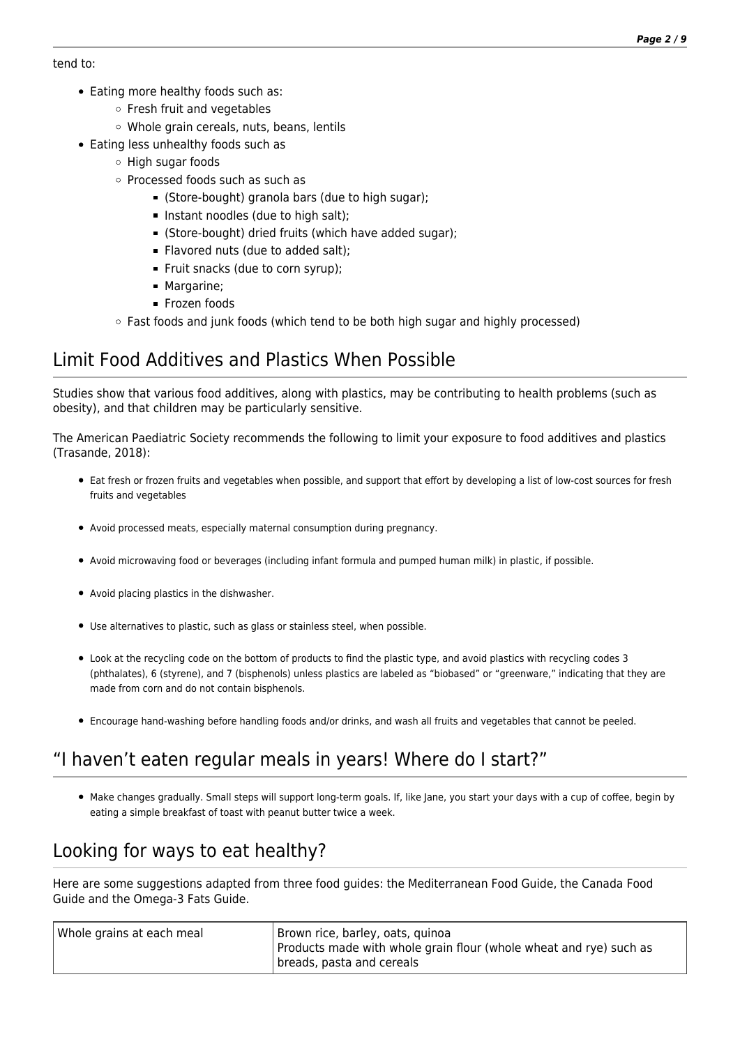tend to:

- Eating more healthy foods such as:
  - Fresh fruit and vegetables
  - Whole grain cereals, nuts, beans, lentils
- Eating less unhealthy foods such as
  - High sugar foods
  - Processed foods such as such as
    - (Store-bought) granola bars (due to high sugar);
    - Instant noodles (due to high salt);
    - (Store-bought) dried fruits (which have added sugar);
    - Flavored nuts (due to added salt);
    - Fruit snacks (due to corn syrup);
    - Margarine;
    - Frozen foods
  - Fast foods and junk foods (which tend to be both high sugar and highly processed)

## Limit Food Additives and Plastics When Possible

Studies show that various food additives, along with plastics, may be contributing to health problems (such as obesity), and that children may be particularly sensitive.

The American Paediatric Society recommends the following to limit your exposure to food additives and plastics (Trasande, 2018):

- Eat fresh or frozen fruits and vegetables when possible, and support that effort by developing a list of low-cost sources for fresh fruits and vegetables
- Avoid processed meats, especially maternal consumption during pregnancy.
- Avoid microwaving food or beverages (including infant formula and pumped human milk) in plastic, if possible.
- Avoid placing plastics in the dishwasher.
- Use alternatives to plastic, such as glass or stainless steel, when possible.
- Look at the recycling code on the bottom of products to find the plastic type, and avoid plastics with recycling codes 3 (phthalates), 6 (styrene), and 7 (bisphenols) unless plastics are labeled as "biobased" or "greenware," indicating that they are made from corn and do not contain bisphenols.
- Encourage hand-washing before handling foods and/or drinks, and wash all fruits and vegetables that cannot be peeled.

## "I haven't eaten regular meals in years! Where do I start?"

- Make changes gradually. Small steps will support long-term goals. If, like Jane, you start your days with a cup of coffee, begin by eating a simple breakfast of toast with peanut butter twice a week.

## Looking for ways to eat healthy?

Here are some suggestions adapted from three food guides: the Mediterranean Food Guide, the Canada Food Guide and the Omega-3 Fats Guide.

| | |
|---|---|
| Whole grains at each meal | Brown rice, barley, oats, quinoa<br>Products made with whole grain flour (whole wheat and rye) such as breads, pasta and cereals |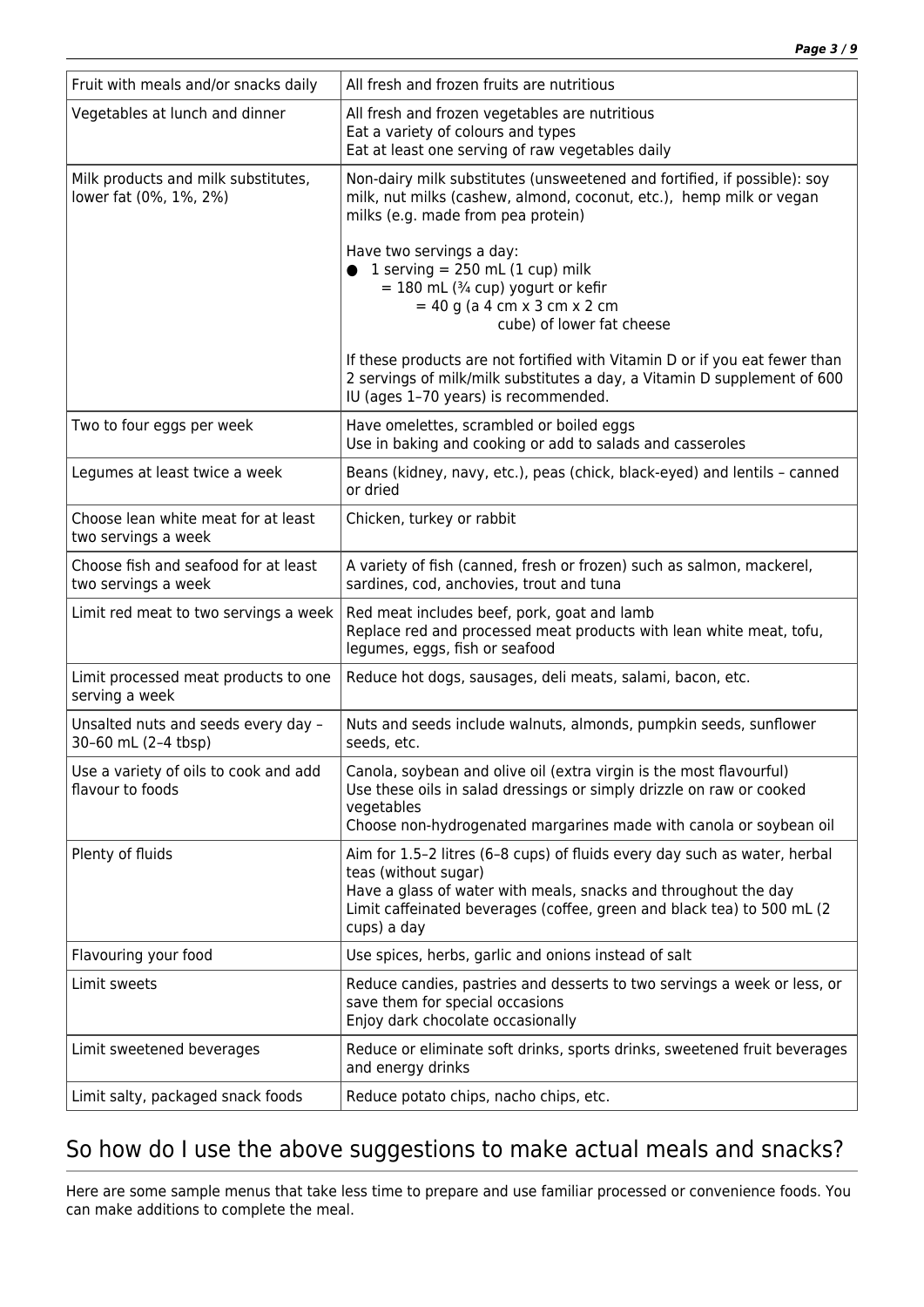| | |
|---|---|
| Fruit with meals and/or snacks daily | All fresh and frozen fruits are nutritious |
| Vegetables at lunch and dinner | All fresh and frozen vegetables are nutritious<br>Eat a variety of colours and types<br>Eat at least one serving of raw vegetables daily |
| Milk products and milk substitutes, lower fat (0%, 1%, 2%) | Non-dairy milk substitutes (unsweetened and fortified, if possible): soy milk, nut milks (cashew, almond, coconut, etc.), hemp milk or vegan milks (e.g. made from pea protein)<br><br>Have two servings a day:<br>● 1 serving = 250 mL (1 cup) milk<br>= 180 mL (¾ cup) yogurt or kefir<br>= 40 g (a 4 cm x 3 cm x 2 cm cube) of lower fat cheese<br><br>If these products are not fortified with Vitamin D or if you eat fewer than 2 servings of milk/milk substitutes a day, a Vitamin D supplement of 600 IU (ages 1–70 years) is recommended. |
| Two to four eggs per week | Have omelettes, scrambled or boiled eggs<br>Use in baking and cooking or add to salads and casseroles |
| Legumes at least twice a week | Beans (kidney, navy, etc.), peas (chick, black-eyed) and lentils – canned or dried |
| Choose lean white meat for at least two servings a week | Chicken, turkey or rabbit |
| Choose fish and seafood for at least two servings a week | A variety of fish (canned, fresh or frozen) such as salmon, mackerel, sardines, cod, anchovies, trout and tuna |
| Limit red meat to two servings a week | Red meat includes beef, pork, goat and lamb<br>Replace red and processed meat products with lean white meat, tofu, legumes, eggs, fish or seafood |
| Limit processed meat products to one serving a week | Reduce hot dogs, sausages, deli meats, salami, bacon, etc. |
| Unsalted nuts and seeds every day – 30–60 mL (2–4 tbsp) | Nuts and seeds include walnuts, almonds, pumpkin seeds, sunflower seeds, etc. |
| Use a variety of oils to cook and add flavour to foods | Canola, soybean and olive oil (extra virgin is the most flavourful)<br>Use these oils in salad dressings or simply drizzle on raw or cooked vegetables<br>Choose non-hydrogenated margarines made with canola or soybean oil |
| Plenty of fluids | Aim for 1.5–2 litres (6–8 cups) of fluids every day such as water, herbal teas (without sugar)<br>Have a glass of water with meals, snacks and throughout the day<br>Limit caffeinated beverages (coffee, green and black tea) to 500 mL (2 cups) a day |
| Flavouring your food | Use spices, herbs, garlic and onions instead of salt |
| Limit sweets | Reduce candies, pastries and desserts to two servings a week or less, or save them for special occasions<br>Enjoy dark chocolate occasionally |
| Limit sweetened beverages | Reduce or eliminate soft drinks, sports drinks, sweetened fruit beverages and energy drinks |
| Limit salty, packaged snack foods | Reduce potato chips, nacho chips, etc. |

## So how do I use the above suggestions to make actual meals and snacks?

Here are some sample menus that take less time to prepare and use familiar processed or convenience foods. You can make additions to complete the meal.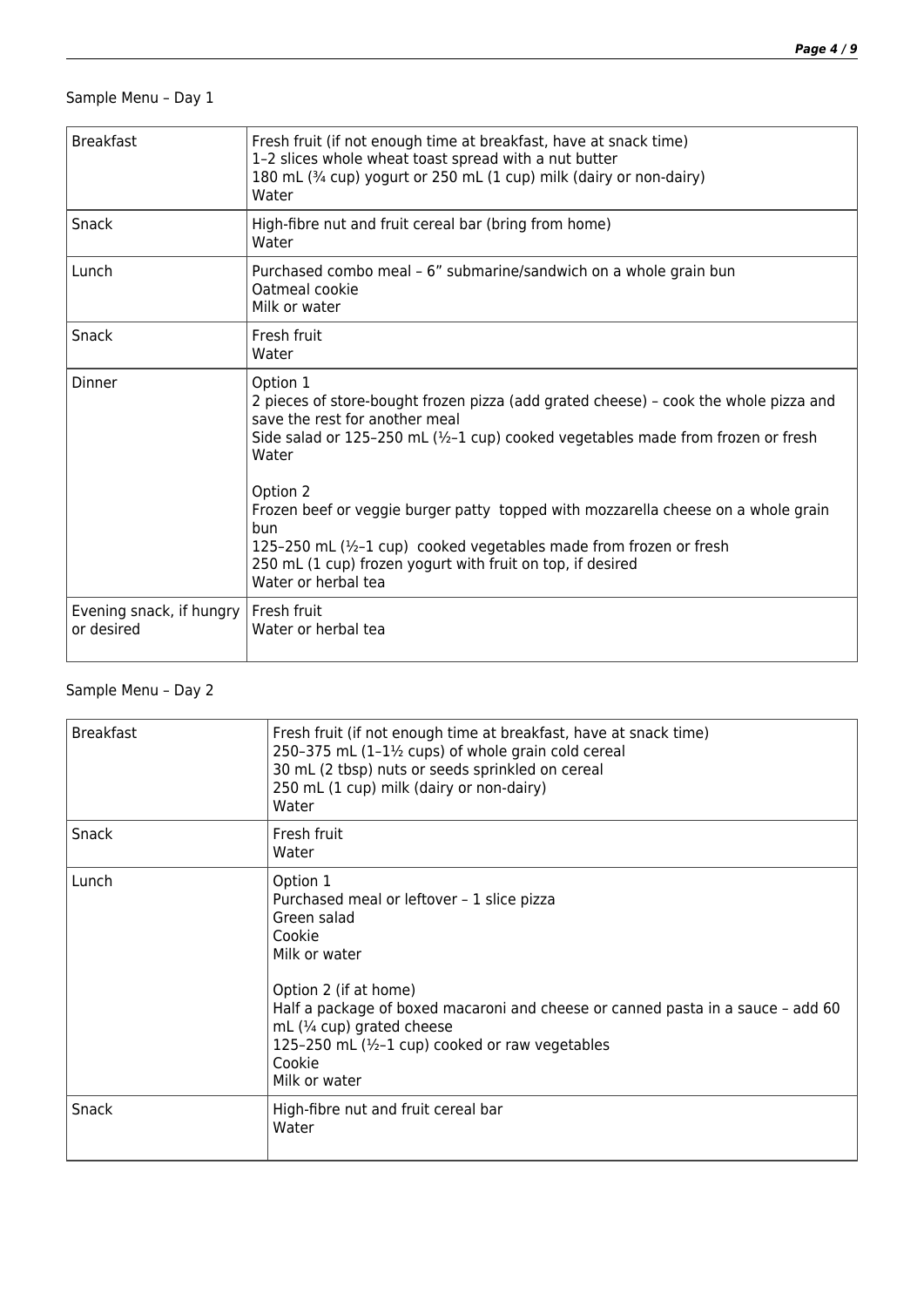Sample Menu – Day 1

| | |
|---|---|
| Breakfast | Fresh fruit (if not enough time at breakfast, have at snack time)<br>1–2 slices whole wheat toast spread with a nut butter<br>180 mL (¾ cup) yogurt or 250 mL (1 cup) milk (dairy or non-dairy)<br>Water |
| Snack | High-fibre nut and fruit cereal bar (bring from home)<br>Water |
| Lunch | Purchased combo meal – 6” submarine/sandwich on a whole grain bun<br>Oatmeal cookie<br>Milk or water |
| Snack | Fresh fruit<br>Water |
| Dinner | Option 1<br>2 pieces of store-bought frozen pizza (add grated cheese) – cook the whole pizza and save the rest for another meal<br>Side salad or 125–250 mL (½–1 cup) cooked vegetables made from frozen or fresh<br>Water<br><br>Option 2<br>Frozen beef or veggie burger patty topped with mozzarella cheese on a whole grain bun<br>125–250 mL (½–1 cup) cooked vegetables made from frozen or fresh<br>250 mL (1 cup) frozen yogurt with fruit on top, if desired<br>Water or herbal tea |
| Evening snack, if hungry or desired | Fresh fruit<br>Water or herbal tea |

Sample Menu – Day 2

| | |
|---|---|
| Breakfast | Fresh fruit (if not enough time at breakfast, have at snack time)<br>250–375 mL (1–1½ cups) of whole grain cold cereal<br>30 mL (2 tbsp) nuts or seeds sprinkled on cereal<br>250 mL (1 cup) milk (dairy or non-dairy)<br>Water |
| Snack | Fresh fruit<br>Water |
| Lunch | Option 1<br>Purchased meal or leftover – 1 slice pizza<br>Green salad<br>Cookie<br>Milk or water<br><br>Option 2 (if at home)<br>Half a package of boxed macaroni and cheese or canned pasta in a sauce – add 60 mL (¼ cup) grated cheese<br>125–250 mL (½–1 cup) cooked or raw vegetables<br>Cookie<br>Milk or water |
| Snack | High-fibre nut and fruit cereal bar<br>Water |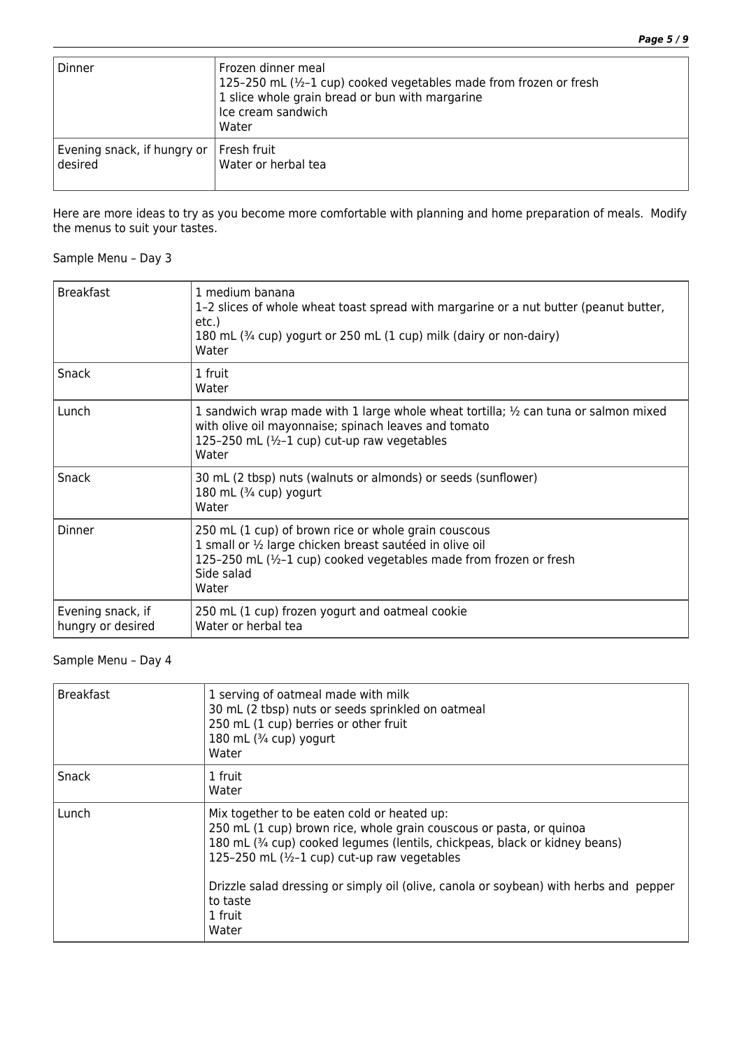| Dinner | Frozen dinner meal<br>125–250 mL (½–1 cup) cooked vegetables made from frozen or fresh<br>1 slice whole grain bread or bun with margarine<br>Ice cream sandwich<br>Water |
|---|---|
| Evening snack, if hungry or desired | Fresh fruit<br>Water or herbal tea |

Here are more ideas to try as you become more comfortable with planning and home preparation of meals. Modify the menus to suit your tastes.

Sample Menu – Day 3

| Breakfast | 1 medium banana<br>1–2 slices of whole wheat toast spread with margarine or a nut butter (peanut butter, etc.)<br>180 mL (¾ cup) yogurt or 250 mL (1 cup) milk (dairy or non-dairy)<br>Water |
|---|---|
| Snack | 1 fruit<br>Water |
| Lunch | 1 sandwich wrap made with 1 large whole wheat tortilla; ½ can tuna or salmon mixed with olive oil mayonnaise; spinach leaves and tomato<br>125–250 mL (½–1 cup) cut-up raw vegetables<br>Water |
| Snack | 30 mL (2 tbsp) nuts (walnuts or almonds) or seeds (sunflower)<br>180 mL (¾ cup) yogurt<br>Water |
| Dinner | 250 mL (1 cup) of brown rice or whole grain couscous<br>1 small or ½ large chicken breast sautéed in olive oil<br>125–250 mL (½–1 cup) cooked vegetables made from frozen or fresh<br>Side salad<br>Water |
| Evening snack, if hungry or desired | 250 mL (1 cup) frozen yogurt and oatmeal cookie<br>Water or herbal tea |

Sample Menu – Day 4

| Breakfast | 1 serving of oatmeal made with milk<br>30 mL (2 tbsp) nuts or seeds sprinkled on oatmeal<br>250 mL (1 cup) berries or other fruit<br>180 mL (¾ cup) yogurt<br>Water |
|---|---|
| Snack | 1 fruit<br>Water |
| Lunch | Mix together to be eaten cold or heated up:<br>250 mL (1 cup) brown rice, whole grain couscous or pasta, or quinoa<br>180 mL (¾ cup) cooked legumes (lentils, chickpeas, black or kidney beans)<br>125–250 mL (½–1 cup) cut-up raw vegetables<br><br>Drizzle salad dressing or simply oil (olive, canola or soybean) with herbs and pepper to taste<br>1 fruit<br>Water |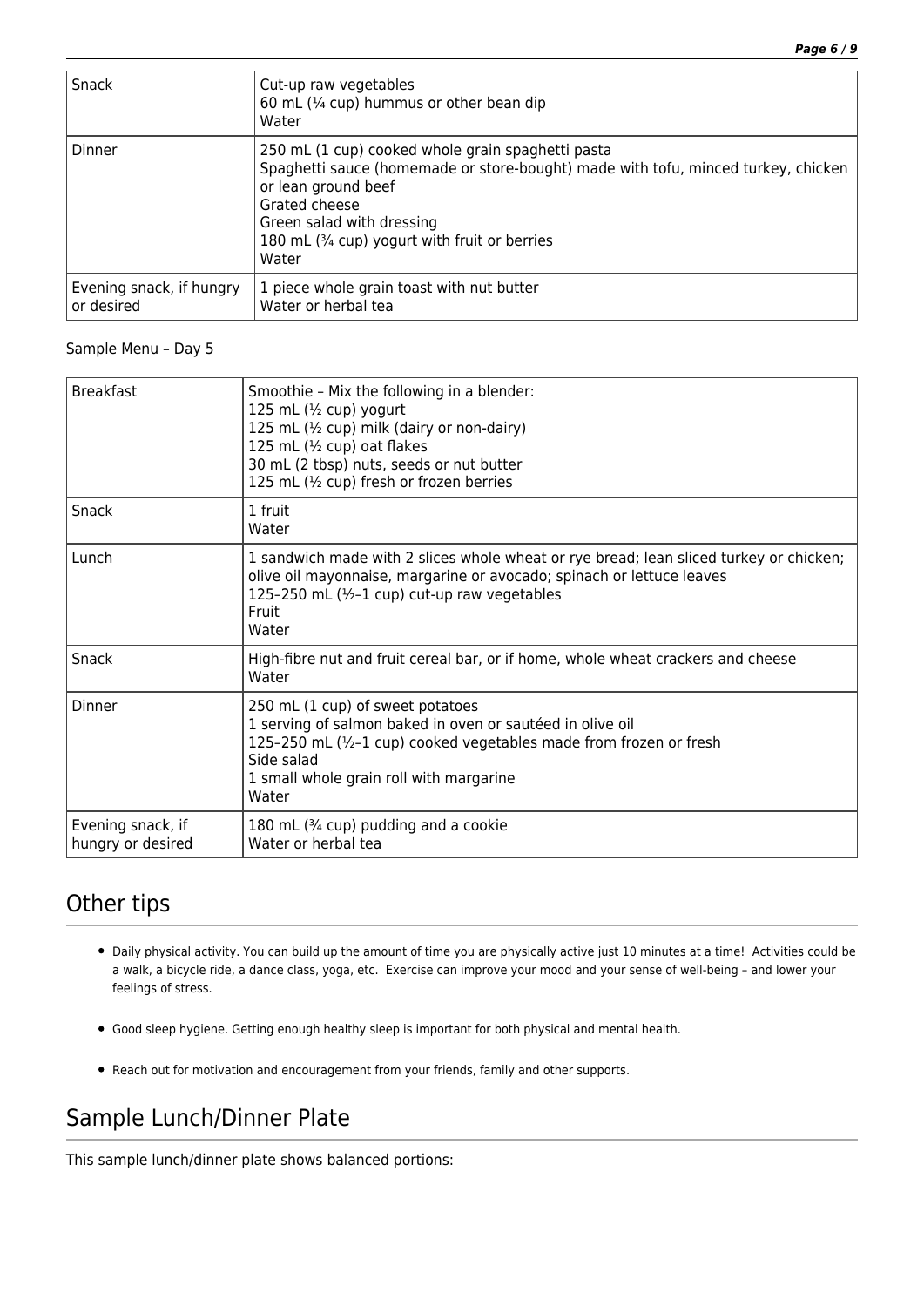| Snack | Cut-up raw vegetables<br>60 mL (¼ cup) hummus or other bean dip<br>Water |
| --- | --- |
| Dinner | 250 mL (1 cup) cooked whole grain spaghetti pasta<br>Spaghetti sauce (homemade or store-bought) made with tofu, minced turkey, chicken or lean ground beef<br>Grated cheese<br>Green salad with dressing<br>180 mL (¾ cup) yogurt with fruit or berries<br>Water |
| Evening snack, if hungry or desired | 1 piece whole grain toast with nut butter<br>Water or herbal tea |

Sample Menu – Day 5

| Breakfast | Smoothie – Mix the following in a blender:<br>125 mL (½ cup) yogurt<br>125 mL (½ cup) milk (dairy or non-dairy)<br>125 mL (½ cup) oat flakes<br>30 mL (2 tbsp) nuts, seeds or nut butter<br>125 mL (½ cup) fresh or frozen berries |
| --- | --- |
| Snack | 1 fruit<br>Water |
| Lunch | 1 sandwich made with 2 slices whole wheat or rye bread; lean sliced turkey or chicken; olive oil mayonnaise, margarine or avocado; spinach or lettuce leaves<br>125–250 mL (½–1 cup) cut-up raw vegetables<br>Fruit<br>Water |
| Snack | High-fibre nut and fruit cereal bar, or if home, whole wheat crackers and cheese<br>Water |
| Dinner | 250 mL (1 cup) of sweet potatoes<br>1 serving of salmon baked in oven or sautéed in olive oil<br>125–250 mL (½–1 cup) cooked vegetables made from frozen or fresh<br>Side salad<br>1 small whole grain roll with margarine<br>Water |
| Evening snack, if hungry or desired | 180 mL (¾ cup) pudding and a cookie<br>Water or herbal tea |

## Other tips

- Daily physical activity. You can build up the amount of time you are physically active just 10 minutes at a time! Activities could be a walk, a bicycle ride, a dance class, yoga, etc. Exercise can improve your mood and your sense of well-being – and lower your feelings of stress.
- Good sleep hygiene. Getting enough healthy sleep is important for both physical and mental health.
- Reach out for motivation and encouragement from your friends, family and other supports.

## Sample Lunch/Dinner Plate

This sample lunch/dinner plate shows balanced portions: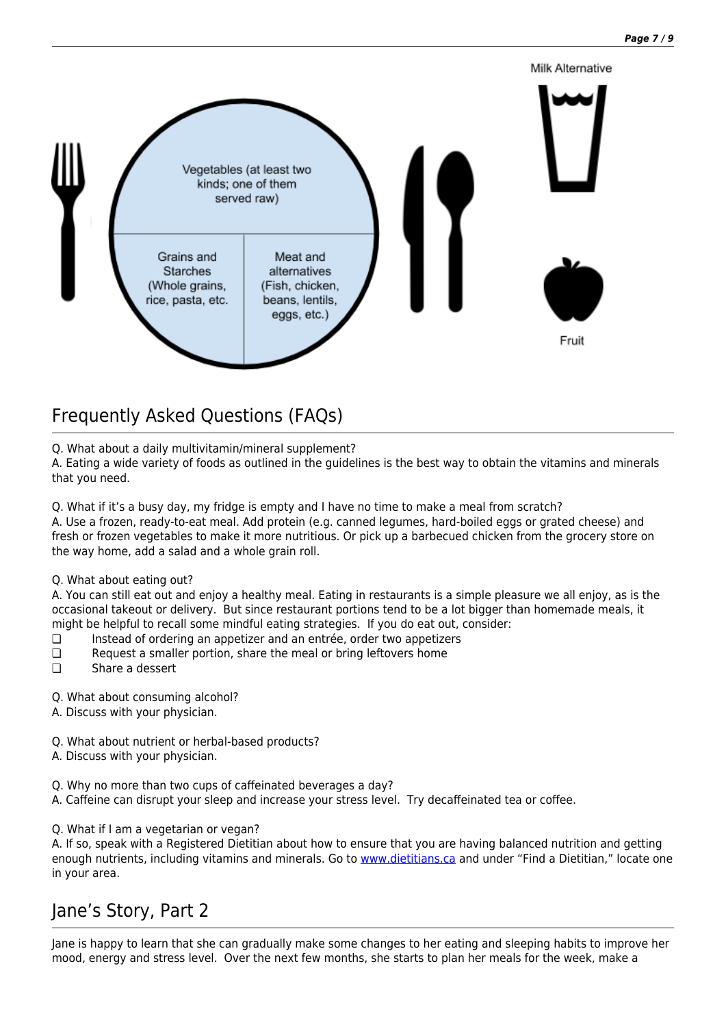Milk Alternative

Vegetables (at least two kinds; one of them served raw)

Grains and Starches (Whole grains, rice, pasta, etc.

Meat and alternatives (Fish, chicken, beans, lentils, eggs, etc.)

Fruit

## Frequently Asked Questions (FAQs)

Q. What about a daily multivitamin/mineral supplement?
A. Eating a wide variety of foods as outlined in the guidelines is the best way to obtain the vitamins and minerals that you need.

Q. What if it's a busy day, my fridge is empty and I have no time to make a meal from scratch?
A. Use a frozen, ready-to-eat meal. Add protein (e.g. canned legumes, hard-boiled eggs or grated cheese) and fresh or frozen vegetables to make it more nutritious. Or pick up a barbecued chicken from the grocery store on the way home, add a salad and a whole grain roll.

Q. What about eating out?
A. You can still eat out and enjoy a healthy meal. Eating in restaurants is a simple pleasure we all enjoy, as is the occasional takeout or delivery. But since restaurant portions tend to be a lot bigger than homemade meals, it might be helpful to recall some mindful eating strategies. If you do eat out, consider:

- ❑ Instead of ordering an appetizer and an entrée, order two appetizers
- ❑ Request a smaller portion, share the meal or bring leftovers home
- ❑ Share a dessert

Q. What about consuming alcohol?
A. Discuss with your physician.

Q. What about nutrient or herbal-based products?
A. Discuss with your physician.

Q. Why no more than two cups of caffeinated beverages a day?
A. Caffeine can disrupt your sleep and increase your stress level. Try decaffeinated tea or coffee.

Q. What if I am a vegetarian or vegan?
A. If so, speak with a Registered Dietitian about how to ensure that you are having balanced nutrition and getting enough nutrients, including vitamins and minerals. Go to [www.dietitians.ca](www.dietitians.ca) and under "Find a Dietitian," locate one in your area.

## Jane's Story, Part 2

Jane is happy to learn that she can gradually make some changes to her eating and sleeping habits to improve her mood, energy and stress level. Over the next few months, she starts to plan her meals for the week, make a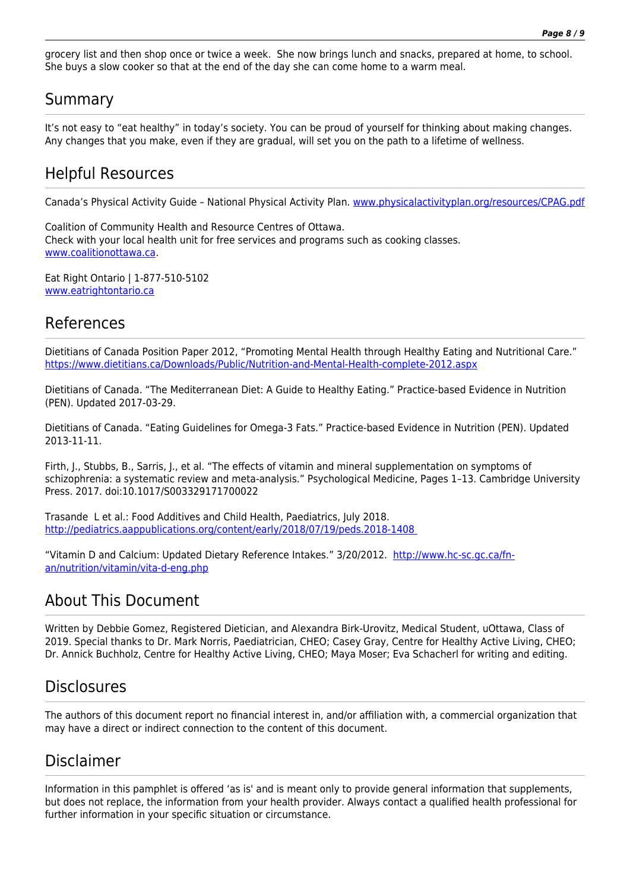grocery list and then shop once or twice a week. She now brings lunch and snacks, prepared at home, to school. She buys a slow cooker so that at the end of the day she can come home to a warm meal.

## Summary

It's not easy to "eat healthy" in today's society. You can be proud of yourself for thinking about making changes. Any changes that you make, even if they are gradual, will set you on the path to a lifetime of wellness.

## Helpful Resources

Canada's Physical Activity Guide – National Physical Activity Plan. www.physicalactivityplan.org/resources/CPAG.pdf

Coalition of Community Health and Resource Centres of Ottawa.
Check with your local health unit for free services and programs such as cooking classes.
www.coalitionottawa.ca.

Eat Right Ontario | 1-877-510-5102
www.eatrightontario.ca

## References

Dietitians of Canada Position Paper 2012, "Promoting Mental Health through Healthy Eating and Nutritional Care." https://www.dietitians.ca/Downloads/Public/Nutrition-and-Mental-Health-complete-2012.aspx

Dietitians of Canada. "The Mediterranean Diet: A Guide to Healthy Eating." Practice-based Evidence in Nutrition (PEN). Updated 2017-03-29.

Dietitians of Canada. "Eating Guidelines for Omega-3 Fats." Practice-based Evidence in Nutrition (PEN). Updated 2013-11-11.

Firth, J., Stubbs, B., Sarris, J., et al. "The effects of vitamin and mineral supplementation on symptoms of schizophrenia: a systematic review and meta-analysis." Psychological Medicine, Pages 1–13. Cambridge University Press. 2017. doi:10.1017/S003329171700022

Trasande L et al.: Food Additives and Child Health, Paediatrics, July 2018. http://pediatrics.aappublications.org/content/early/2018/07/19/peds.2018-1408

"Vitamin D and Calcium: Updated Dietary Reference Intakes." 3/20/2012. http://www.hc-sc.gc.ca/fn-an/nutrition/vitamin/vita-d-eng.php

## About This Document

Written by Debbie Gomez, Registered Dietician, and Alexandra Birk-Urovitz, Medical Student, uOttawa, Class of 2019. Special thanks to Dr. Mark Norris, Paediatrician, CHEO; Casey Gray, Centre for Healthy Active Living, CHEO; Dr. Annick Buchholz, Centre for Healthy Active Living, CHEO; Maya Moser; Eva Schacherl for writing and editing.

## Disclosures

The authors of this document report no financial interest in, and/or affiliation with, a commercial organization that may have a direct or indirect connection to the content of this document.

## Disclaimer

Information in this pamphlet is offered 'as is' and is meant only to provide general information that supplements, but does not replace, the information from your health provider. Always contact a qualified health professional for further information in your specific situation or circumstance.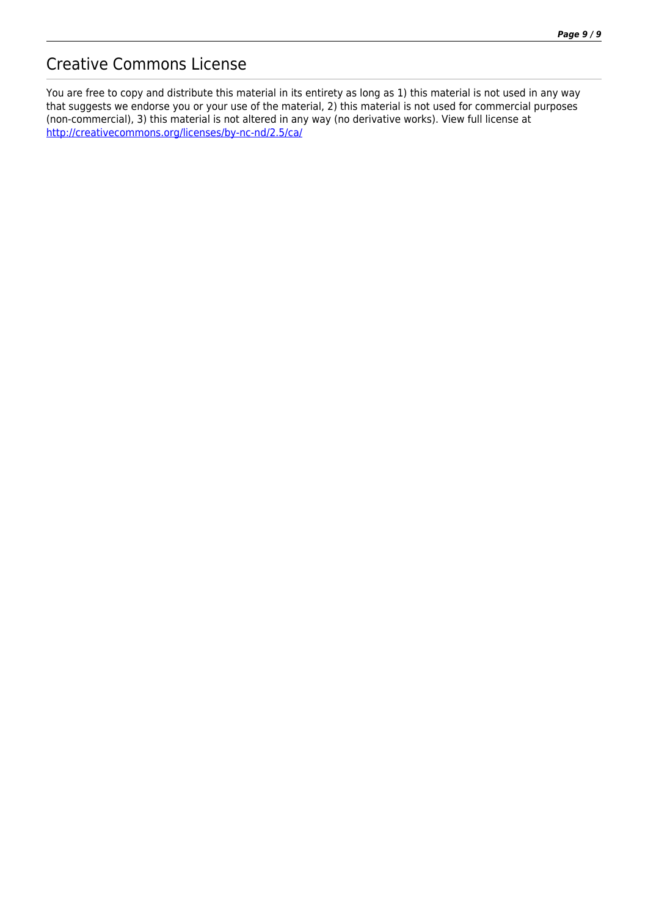## Creative Commons License

You are free to copy and distribute this material in its entirety as long as 1) this material is not used in any way that suggests we endorse you or your use of the material, 2) this material is not used for commercial purposes (non-commercial), 3) this material is not altered in any way (no derivative works). View full license at http://creativecommons.org/licenses/by-nc-nd/2.5/ca/